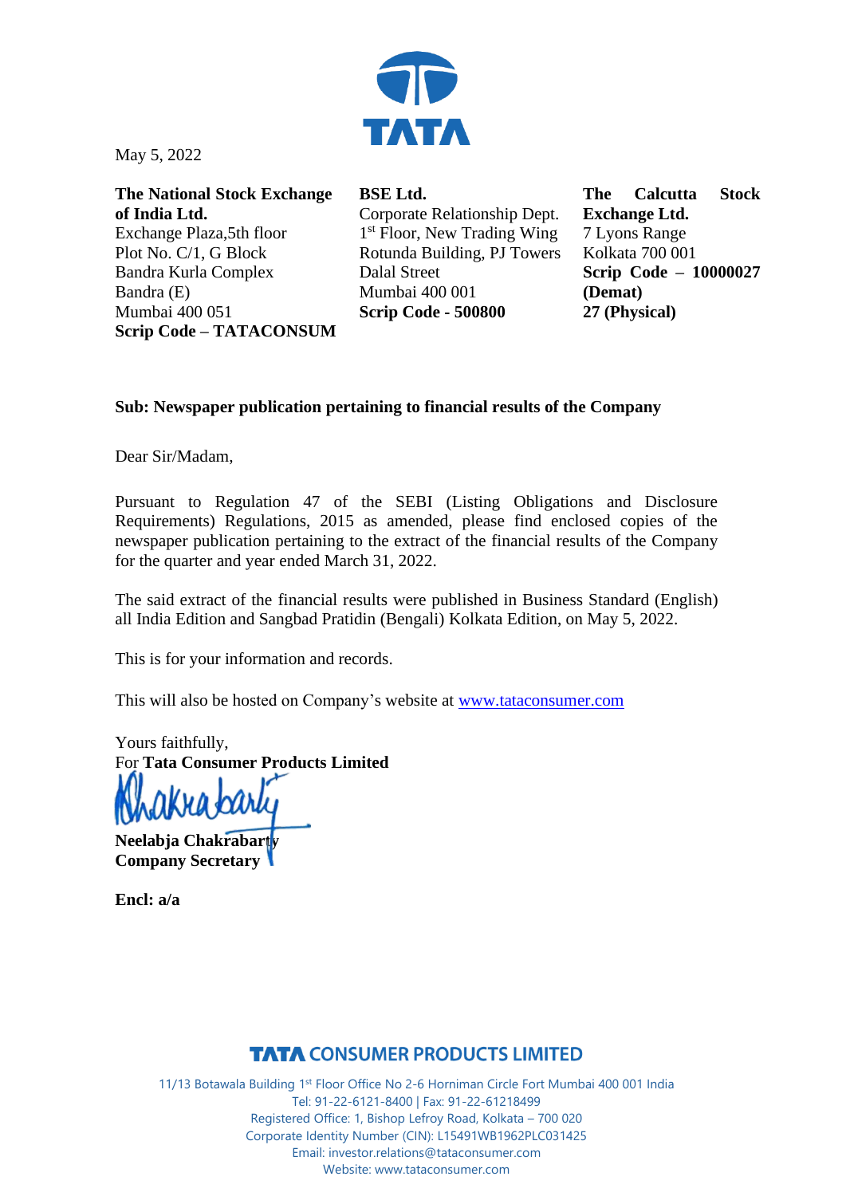May 5, 2022

**The National Stock Exchange of India Ltd.**
Exchange Plaza,5th floor
Plot No. C/1, G Block
Bandra Kurla Complex
Bandra (E)
Mumbai 400 051
**Scrip Code – TATACONSUM**

**BSE Ltd.**
Corporate Relationship Dept.
1st Floor, New Trading Wing
Rotunda Building, PJ Towers
Dalal Street
Mumbai 400 001
**Scrip Code - 500800**

**The Calcutta Stock Exchange Ltd.**
7 Lyons Range
Kolkata 700 001
**Scrip Code – 10000027 (Demat)**
**27 (Physical)**

**Sub: Newspaper publication pertaining to financial results of the Company**

Dear Sir/Madam,

Pursuant to Regulation 47 of the SEBI (Listing Obligations and Disclosure Requirements) Regulations, 2015 as amended, please find enclosed copies of the newspaper publication pertaining to the extract of the financial results of the Company for the quarter and year ended March 31, 2022.

The said extract of the financial results were published in Business Standard (English) all India Edition and Sangbad Pratidin (Bengali) Kolkata Edition, on May 5, 2022.

This is for your information and records.

This will also be hosted on Company's website at www.tataconsumer.com

Yours faithfully,
For **Tata Consumer Products Limited**

**Neelabja Chakrabarty**
**Company Secretary**

**Encl: a/a**

**TATA CONSUMER PRODUCTS LIMITED**

11/13 Botawala Building 1st Floor Office No 2-6 Horniman Circle Fort Mumbai 400 001 India
Tel: 91-22-6121-8400 | Fax: 91-22-61218499
Registered Office: 1, Bishop Lefroy Road, Kolkata – 700 020
Corporate Identity Number (CIN): L15491WB1962PLC031425
Email: investor.relations@tataconsumer.com
Website: www.tataconsumer.com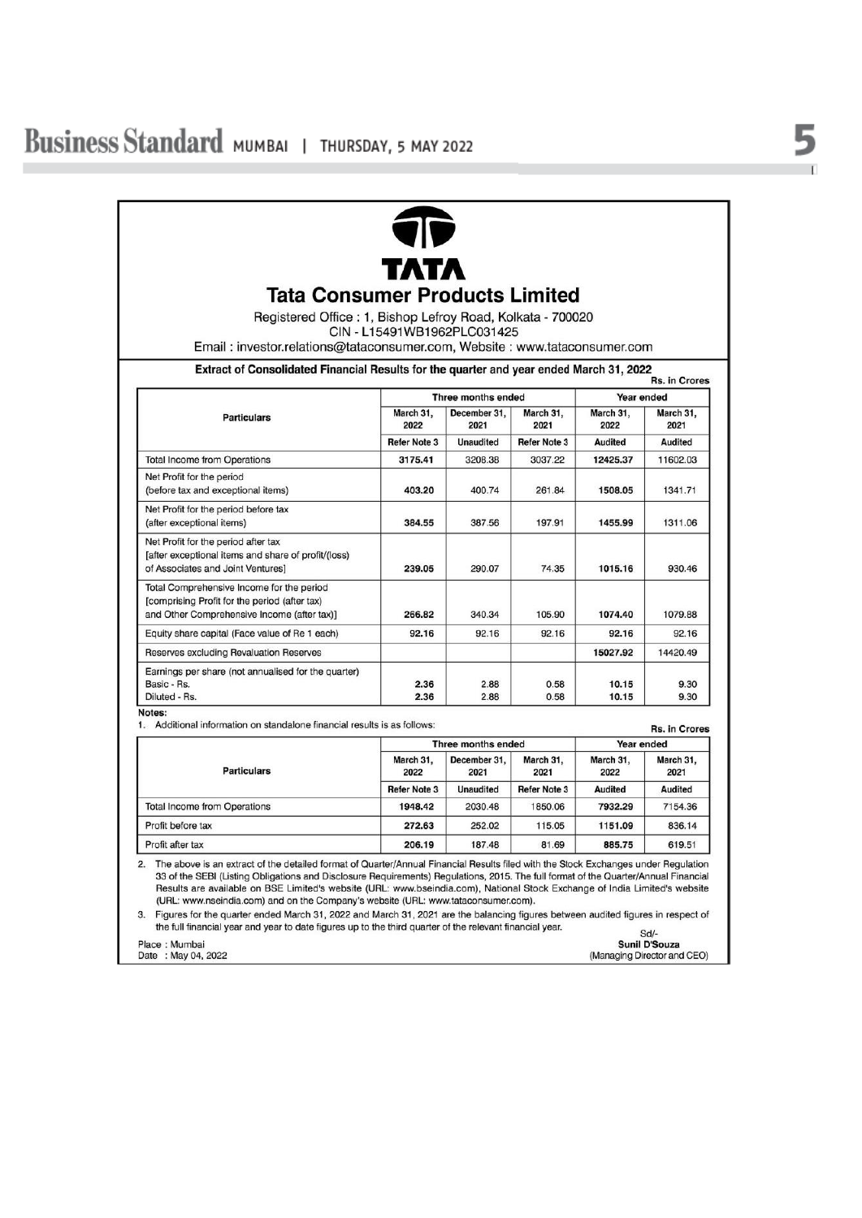# Tata Consumer Products Limited

Registered Office : 1, Bishop Lefroy Road, Kolkata - 700020

CIN - L15491WB1962PLC031425

Email : investor.relations@tataconsumer.com, Website : www.tataconsumer.com

**Extract of Consolidated Financial Results for the quarter and year ended March 31, 2022**

Rs. in Crores

| Particulars | Three months ended | | | Year ended | |
|---|---|---|---|---|---|
| | March 31, 2022 | December 31, 2021 | March 31, 2021 | March 31, 2022 | March 31, 2021 |
| | Refer Note 3 | Unaudited | Refer Note 3 | Audited | Audited |
| Total Income from Operations | **3175.41** | 3208.38 | 3037.22 | **12425.37** | 11602.03 |
| Net Profit for the period (before tax and exceptional items) | **403.20** | 400.74 | 261.84 | **1508.05** | 1341.71 |
| Net Profit for the period before tax (after exceptional items) | **384.55** | 387.56 | 197.91 | **1455.99** | 1311.06 |
| Net Profit for the period after tax [after exceptional items and share of profit/(loss) of Associates and Joint Ventures] | **239.05** | 290.07 | 74.35 | **1015.16** | 930.46 |
| Total Comprehensive Income for the period [comprising Profit for the period (after tax) and Other Comprehensive Income (after tax)] | **256.82** | 340.34 | 105.90 | **1074.40** | 1079.88 |
| Equity share capital (Face value of Re 1 each) | **92.16** | 92.16 | 92.16 | **92.16** | 92.16 |
| Reserves excluding Revaluation Reserves | | | | **15027.92** | 14420.49 |
| Earnings per share (not annualised for the quarter) Basic - Rs. Diluted - Rs. | **2.36** **2.36** | 2.88 2.88 | 0.58 0.58 | **10.15** **10.15** | 9.30 9.30 |

**Notes:**

1. Additional information on standalone financial results is as follows:

Rs. in Crores

| Particulars | Three months ended | | | Year ended | |
|---|---|---|---|---|---|
| | March 31, 2022 | December 31, 2021 | March 31, 2021 | March 31, 2022 | March 31, 2021 |
| | Refer Note 3 | Unaudited | Refer Note 3 | Audited | Audited |
| Total Income from Operations | **1948.42** | 2030.48 | 1850.06 | **7932.29** | 7154.36 |
| Profit before tax | **272.63** | 252.02 | 115.05 | **1151.09** | 836.14 |
| Profit after tax | **206.19** | 187.48 | 81.69 | **885.75** | 619.51 |

2. The above is an extract of the detailed format of Quarter/Annual Financial Results filed with the Stock Exchanges under Regulation 33 of the SEBI (Listing Obligations and Disclosure Requirements) Regulations, 2015. The full format of the Quarter/Annual Financial Results are available on BSE Limited's website (URL: www.bseindia.com), National Stock Exchange of India Limited's website (URL: www.nseindia.com) and on the Company's website (URL: www.tataconsumer.com).
3. Figures for the quarter ended March 31, 2022 and March 31, 2021 are the balancing figures between audited figures in respect of the full financial year and year to date figures up to the third quarter of the relevant financial year.

Place : Mumbai
Date : May 04, 2022

Sd/-
**Sunil D'Souza**
(Managing Director and CEO)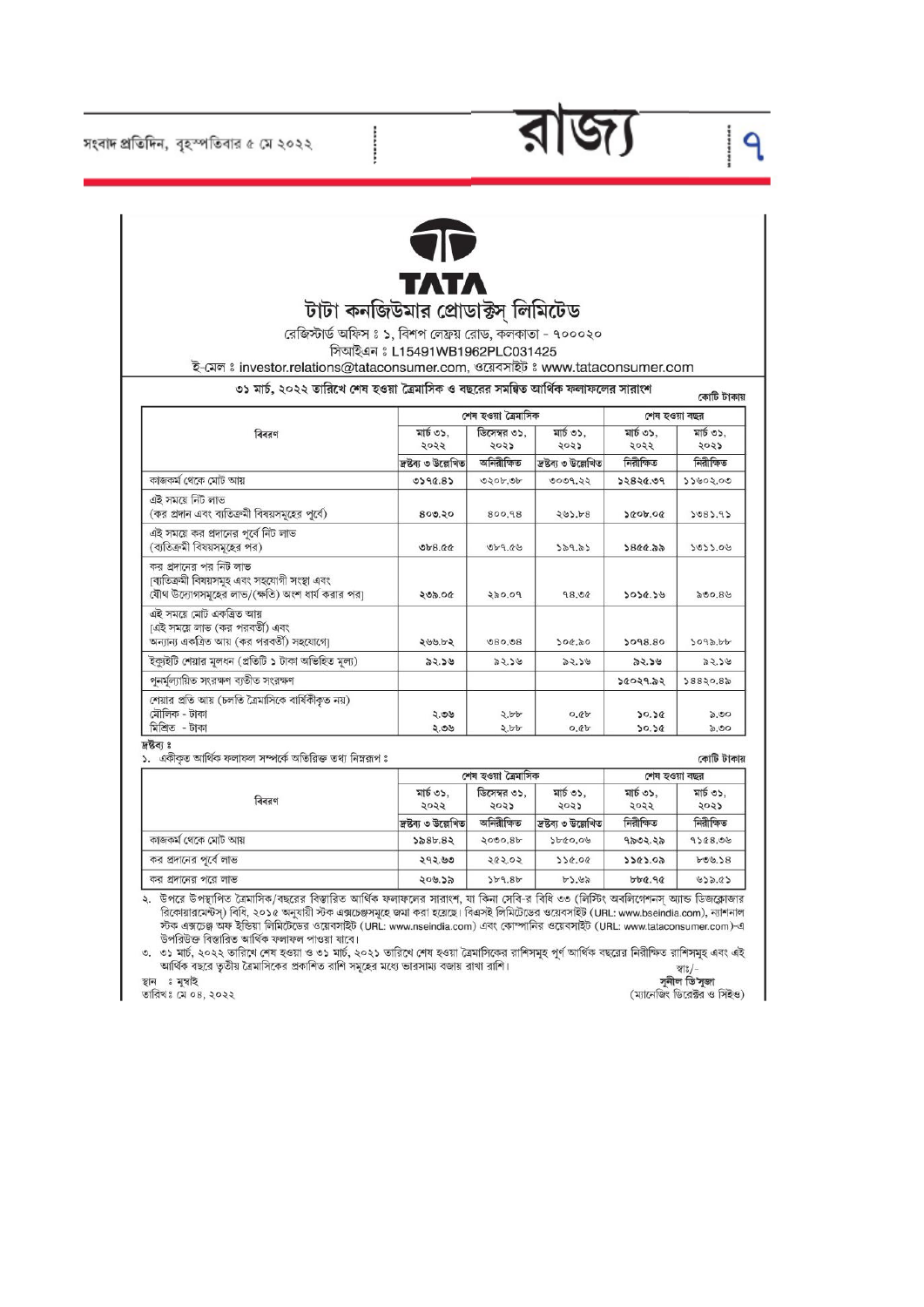# টাটা কনজিউমার প্রোডাক্টস্ লিমিটেড

রেজিস্টার্ড অফিস ঃ ১, বিশপ লেফ্রয় রোড, কলকাতা - ৭০০০২০
সিআইএন ঃ L15491WB1962PLC031425
ই-মেল ঃ investor.relations@tataconsumer.com, ওয়েবসাইট ঃ www.tataconsumer.com

## ৩১ মার্চ, ২০২২ তারিখে শেষ হওয়া ত্রৈমাসিক ও বছরের সমন্বিত আর্থিক ফলাফলের সারাংশ

কোটি টাকায়

| বিবরণ | শেষ হওয়া ত্রৈমাসিক | | | শেষ হওয়া বছর | |
|---|---|---|---|---|---|
| | মার্চ ৩১, ২০২২ | ডিসেম্বর ৩১, ২০২১ | মার্চ ৩১, ২০২১ | মার্চ ৩১, ২০২২ | মার্চ ৩১, ২০২১ |
| | দ্রষ্টব্য ৩ উল্লেখিত | অনিরীক্ষিত | দ্রষ্টব্য ৩ উল্লেখিত | নিরীক্ষিত | নিরীক্ষিত |
| কাজকর্ম থেকে মোট আয় | ৩১৭৫.৪১ | ৩২০৮.৩৮ | ৩০৩৭.২২ | ১২৪২৫.৩৭ | ১১৬০২.০৩ |
| এই সময়ে নিট লাভ (কর প্রদান এবং ব্যতিক্রমী বিষয়সমূহের পূর্বে) | ৪০৩.২০ | ৪০০.৭৪ | ২৬১.৮৪ | ১৫০৮.০৫ | ১৩৪১.৭১ |
| এই সময়ে কর প্রদানের পূর্বে নিট লাভ (ব্যতিক্রমী বিষয়সমূহের পর) | ৩৮৪.৫৫ | ৩৮৭.৫৬ | ১৯৭.৯১ | ১৪৫৫.৯৯ | ১৩১১.০৬ |
| কর প্রদানের পর নিট লাভ [ব্যতিক্রমী বিষয়সমূহ এবং সহযোগী সংস্থা এবং যৌথ উদ্যোগসমূহের লাভ/(ক্ষতি) অংশ ধার্য করার পর] | ২৩৯.০৫ | ২৯০.০৭ | ৭৪.৩৫ | ১০১৫.১৬ | ৯৩০.৪৬ |
| এই সময়ে মোট একত্রিত আয় [এই সময়ে লাভ (কর পরবর্তী) এবং অন্যান্য একত্রিত আয় (কর পরবর্তী) সহযোগে] | ২৬৬.৮২ | ৩৪০.৩৪ | ১০৫.৯০ | ১০৭৪.৪০ | ১০৭৯.৮৮ |
| ইক্যুইটি শেয়ার মূলধন (প্রতিটি ১ টাকা অভিহিত মূল্য) | ৯২.১৬ | ৯২.১৬ | ৯২.১৬ | ৯২.১৬ | ৯২.১৬ |
| পুনর্মূল্যায়িত সংরক্ষণ ব্যতীত সংরক্ষণ | | | | ১৫০২৭.৯২ | ১৪৪২০.৪৯ |
| শেয়ার প্রতি আয় (চলতি ত্রৈমাসিকে বার্ষিকীকৃত নয়) মৌলিক - টাকা মিশ্রিত - টাকা | ২.৩৬ ২.৩৬ | ২.৮৮ ২.৮৮ | ০.৫৮ ০.৫৮ | ১০.১৫ ১০.১৫ | ৯.৩০ ৯.৩০ |

দ্রষ্টব্য ঃ

১. একীকৃত আর্থিক ফলাফল সম্পর্কে অতিরিক্ত তথ্য নিম্নরূপ ঃ

কোটি টাকায়

| বিবরণ | শেষ হওয়া ত্রৈমাসিক | | | শেষ হওয়া বছর | |
|---|---|---|---|---|---|
| | মার্চ ৩১, ২০২২ | ডিসেম্বর ৩১, ২০২১ | মার্চ ৩১, ২০২১ | মার্চ ৩১, ২০২২ | মার্চ ৩১, ২০২১ |
| | দ্রষ্টব্য ৩ উল্লেখিত | অনিরীক্ষিত | দ্রষ্টব্য ৩ উল্লেখিত | নিরীক্ষিত | নিরীক্ষিত |
| কাজকর্ম থেকে মোট আয় | ১৯৪৮.৪২ | ২০৩০.৪৮ | ১৮৫০.০৬ | ৭৯৩২.২৯ | ৭১৫৪.৩৬ |
| কর প্রদানের পূর্বে লাভ | ২৭২.৬৩ | ২৫২.০২ | ১১৫.০৫ | ১১৫১.০৯ | ৮৩৬.১৪ |
| কর প্রদানের পরে লাভ | ২০৬.১৯ | ১৮৭.৪৮ | ৮১.৬৯ | ৮৮৫.৭৫ | ৬১৯.৫১ |

২. উপরে উপস্থাপিত ত্রৈমাসিক/বছরের বিস্তারিত আর্থিক ফলাফলের সারাংশ, যা কিনা সেবি-র বিধি ৩৩ (লিস্টিং অবলিগেশনস্ অ্যান্ড ডিজক্লোজার রিকোয়ারমেন্টস্) বিধি, ২০১৫ অনুযায়ী স্টক এক্সচেঞ্জসমূহে জমা করা হয়েছে। বিএসই লিমিটেডের ওয়েবসাইট (URL: www.bseindia.com), ন্যাশনাল স্টক এক্সচেঞ্জ অফ ইন্ডিয়া লিমিটেডের ওয়েবসাইট (URL: www.nseindia.com) এবং কোম্পানির ওয়েবসাইট (URL: www.tataconsumer.com)-এ উপরিউক্ত বিস্তারিত আর্থিক ফলাফল পাওয়া যাবে।

৩. ৩১ মার্চ, ২০২২ তারিখে শেষ হওয়া ও ৩১ মার্চ, ২০২১ তারিখে শেষ হওয়া ত্রৈমাসিকের রাশিসমূহ পূর্ণ আর্থিক বছরের নিরীক্ষিত রাশিসমূহ এবং এই আর্থিক বছরে তৃতীয় ত্রৈমাসিকের প্রকাশিত রাশি সমূহের মধ্যে ভারসাম্য বজায় রাখা রাশি।

স্থান ঃ মুম্বাই
তারিখ ঃ মে ০৪, ২০২২

স্বাঃ/-
সুনীল ডি'সুজা
(ম্যানেজিং ডিরেক্টর ও সিইও)